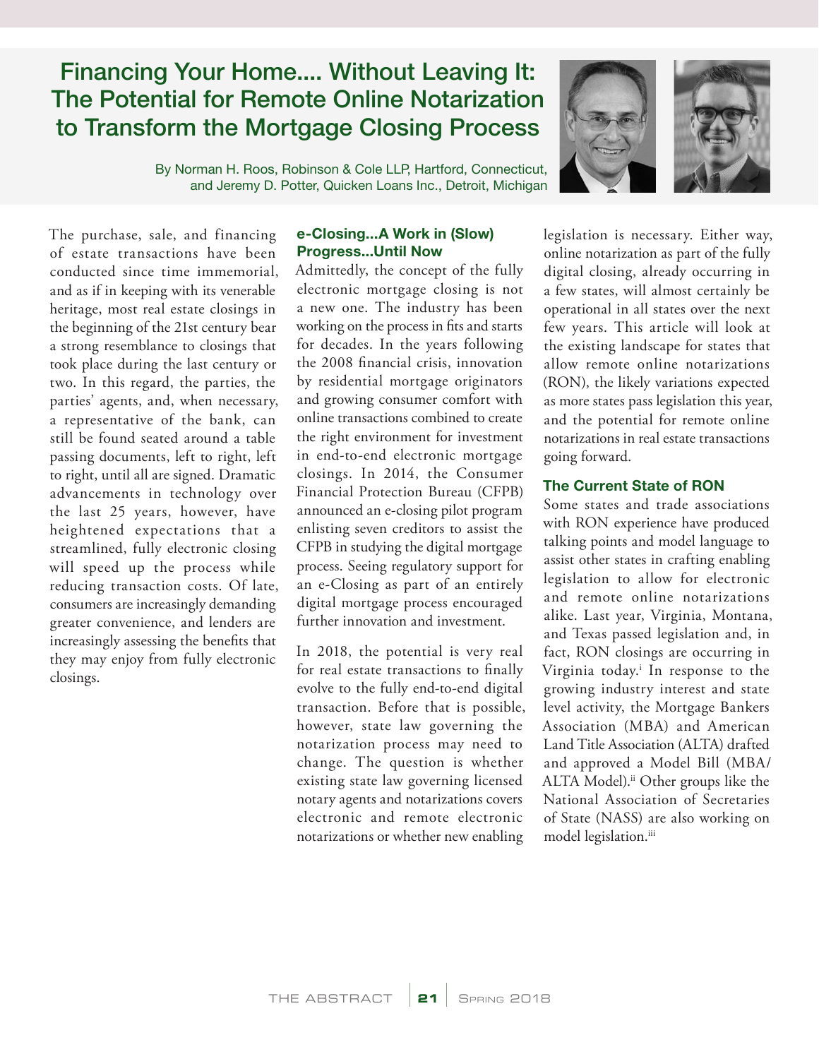# Financing Your Home.... Without Leaving It: The Potential for Remote Online Notarization to Transform the Mortgage Closing Process

By Norman H. Roos, Robinson & Cole LLP, Hartford, Connecticut, and Jeremy D. Potter, Quicken Loans Inc., Detroit, Michigan

The purchase, sale, and financing of estate transactions have been conducted since time immemorial, and as if in keeping with its venerable heritage, most real estate closings in the beginning of the 21st century bear a strong resemblance to closings that took place during the last century or two. In this regard, the parties, the parties' agents, and, when necessary, a representative of the bank, can still be found seated around a table passing documents, left to right, left to right, until all are signed. Dramatic advancements in technology over the last 25 years, however, have heightened expectations that a streamlined, fully electronic closing will speed up the process while reducing transaction costs. Of late, consumers are increasingly demanding greater convenience, and lenders are increasingly assessing the benefits that they may enjoy from fully electronic closings.

## e-Closing...A Work in (Slow) Progress...Until Now

Admittedly, the concept of the fully electronic mortgage closing is not a new one. The industry has been working on the process in fits and starts for decades. In the years following the 2008 financial crisis, innovation by residential mortgage originators and growing consumer comfort with online transactions combined to create the right environment for investment in end-to-end electronic mortgage closings. In 2014, the Consumer Financial Protection Bureau (CFPB) announced an e-closing pilot program enlisting seven creditors to assist the CFPB in studying the digital mortgage process. Seeing regulatory support for an e-Closing as part of an entirely digital mortgage process encouraged further innovation and investment.

In 2018, the potential is very real for real estate transactions to finally evolve to the fully end-to-end digital transaction. Before that is possible, however, state law governing the notarization process may need to change. The question is whether existing state law governing licensed notary agents and notarizations covers electronic and remote electronic notarizations or whether new enabling legislation is necessary. Either way, online notarization as part of the fully digital closing, already occurring in a few states, will almost certainly be operational in all states over the next few years. This article will look at the existing landscape for states that allow remote online notarizations (RON), the likely variations expected as more states pass legislation this year, and the potential for remote online notarizations in real estate transactions going forward.

## The Current State of RON

Some states and trade associations with RON experience have produced talking points and model language to assist other states in crafting enabling legislation to allow for electronic and remote online notarizations alike. Last year, Virginia, Montana, and Texas passed legislation and, in fact, RON closings are occurring in Virginia today.[i] In response to the growing industry interest and state level activity, the Mortgage Bankers Association (MBA) and American Land Title Association (ALTA) drafted and approved a Model Bill (MBA/ALTA Model).[ii] Other groups like the National Association of Secretaries of State (NASS) are also working on model legislation.[iii]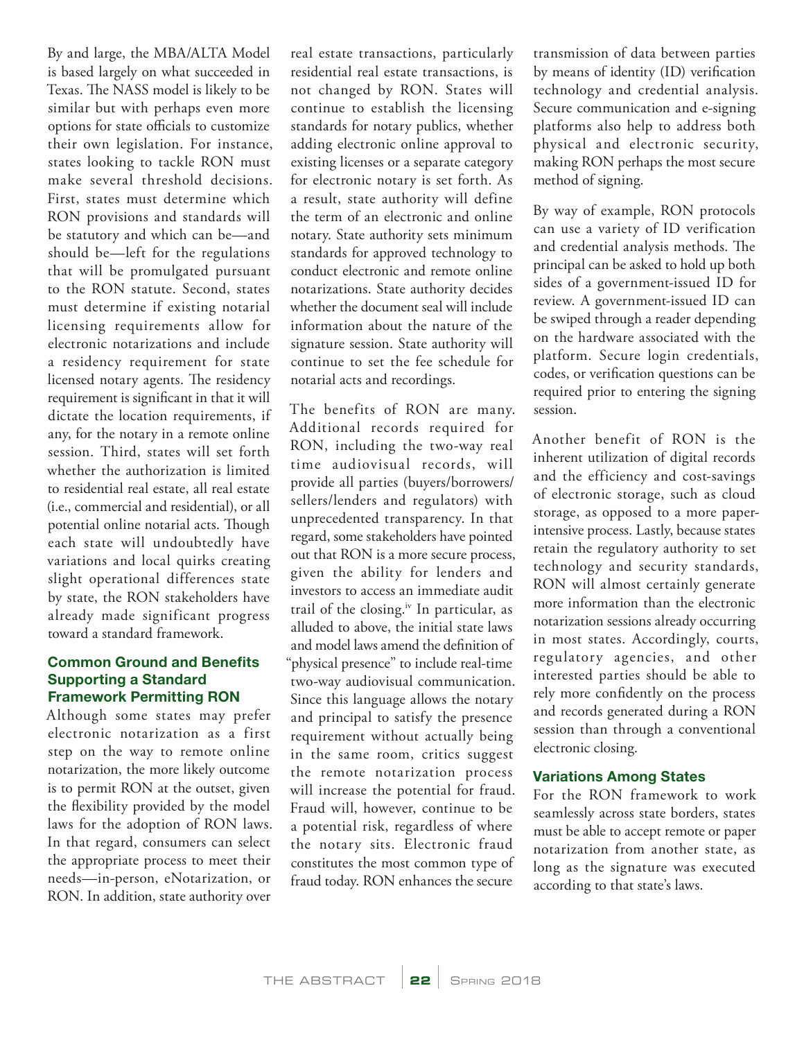By and large, the MBA/ALTA Model is based largely on what succeeded in Texas. The NASS model is likely to be similar but with perhaps even more options for state officials to customize their own legislation. For instance, states looking to tackle RON must make several threshold decisions. First, states must determine which RON provisions and standards will be statutory and which can be—and should be—left for the regulations that will be promulgated pursuant to the RON statute. Second, states must determine if existing notarial licensing requirements allow for electronic notarizations and include a residency requirement for state licensed notary agents. The residency requirement is significant in that it will dictate the location requirements, if any, for the notary in a remote online session. Third, states will set forth whether the authorization is limited to residential real estate, all real estate (i.e., commercial and residential), or all potential online notarial acts. Though each state will undoubtedly have variations and local quirks creating slight operational differences state by state, the RON stakeholders have already made significant progress toward a standard framework.

### Common Ground and Benefits Supporting a Standard Framework Permitting RON

Although some states may prefer electronic notarization as a first step on the way to remote online notarization, the more likely outcome is to permit RON at the outset, given the flexibility provided by the model laws for the adoption of RON laws. In that regard, consumers can select the appropriate process to meet their needs—in-person, eNotarization, or RON. In addition, state authority over real estate transactions, particularly residential real estate transactions, is not changed by RON. States will continue to establish the licensing standards for notary publics, whether adding electronic online approval to existing licenses or a separate category for electronic notary is set forth. As a result, state authority will define the term of an electronic and online notary. State authority sets minimum standards for approved technology to conduct electronic and remote online notarizations. State authority decides whether the document seal will include information about the nature of the signature session. State authority will continue to set the fee schedule for notarial acts and recordings.

The benefits of RON are many. Additional records required for RON, including the two-way real time audiovisual records, will provide all parties (buyers/borrowers/sellers/lenders and regulators) with unprecedented transparency. In that regard, some stakeholders have pointed out that RON is a more secure process, given the ability for lenders and investors to access an immediate audit trail of the closing.[iv] In particular, as alluded to above, the initial state laws and model laws amend the definition of "physical presence" to include real-time two-way audiovisual communication. Since this language allows the notary and principal to satisfy the presence requirement without actually being in the same room, critics suggest the remote notarization process will increase the potential for fraud. Fraud will, however, continue to be a potential risk, regardless of where the notary sits. Electronic fraud constitutes the most common type of fraud today. RON enhances the secure transmission of data between parties by means of identity (ID) verification technology and credential analysis. Secure communication and e-signing platforms also help to address both physical and electronic security, making RON perhaps the most secure method of signing.

By way of example, RON protocols can use a variety of ID verification and credential analysis methods. The principal can be asked to hold up both sides of a government-issued ID for review. A government-issued ID can be swiped through a reader depending on the hardware associated with the platform. Secure login credentials, codes, or verification questions can be required prior to entering the signing session.

Another benefit of RON is the inherent utilization of digital records and the efficiency and cost-savings of electronic storage, such as cloud storage, as opposed to a more paper-intensive process. Lastly, because states retain the regulatory authority to set technology and security standards, RON will almost certainly generate more information than the electronic notarization sessions already occurring in most states. Accordingly, courts, regulatory agencies, and other interested parties should be able to rely more confidently on the process and records generated during a RON session than through a conventional electronic closing.

### Variations Among States

For the RON framework to work seamlessly across state borders, states must be able to accept remote or paper notarization from another state, as long as the signature was executed according to that state's laws.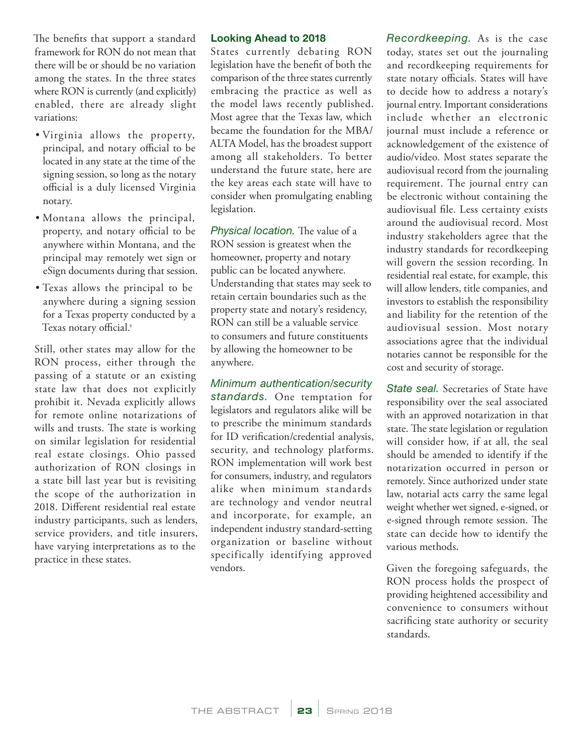The benefits that support a standard framework for RON do not mean that there will be or should be no variation among the states. In the three states where RON is currently (and explicitly) enabled, there are already slight variations:

- Virginia allows the property, principal, and notary official to be located in any state at the time of the signing session, so long as the notary official is a duly licensed Virginia notary.
- Montana allows the principal, property, and notary official to be anywhere within Montana, and the principal may remotely wet sign or eSign documents during that session.
- Texas allows the principal to be anywhere during a signing session for a Texas property conducted by a Texas notary official.[v]

Still, other states may allow for the RON process, either through the passing of a statute or an existing state law that does not explicitly prohibit it. Nevada explicitly allows for remote online notarizations of wills and trusts. The state is working on similar legislation for residential real estate closings. Ohio passed authorization of RON closings in a state bill last year but is revisiting the scope of the authorization in 2018. Different residential real estate industry participants, such as lenders, service providers, and title insurers, have varying interpretations as to the practice in these states.

## Looking Ahead to 2018

States currently debating RON legislation have the benefit of both the comparison of the three states currently embracing the practice as well as the model laws recently published. Most agree that the Texas law, which became the foundation for the MBA/ALTA Model, has the broadest support among all stakeholders. To better understand the future state, here are the key areas each state will have to consider when promulgating enabling legislation.

*Physical location.* The value of a RON session is greatest when the homeowner, property and notary public can be located anywhere. Understanding that states may seek to retain certain boundaries such as the property state and notary's residency, RON can still be a valuable service to consumers and future constituents by allowing the homeowner to be anywhere.

*Minimum authentication/security standards.* One temptation for legislators and regulators alike will be to prescribe the minimum standards for ID verification/credential analysis, security, and technology platforms. RON implementation will work best for consumers, industry, and regulators alike when minimum standards are technology and vendor neutral and incorporate, for example, an independent industry standard-setting organization or baseline without specifically identifying approved vendors.

*Recordkeeping.* As is the case today, states set out the journaling and recordkeeping requirements for state notary officials. States will have to decide how to address a notary's journal entry. Important considerations include whether an electronic journal must include a reference or acknowledgement of the existence of audio/video. Most states separate the audiovisual record from the journaling requirement. The journal entry can be electronic without containing the audiovisual file. Less certainty exists around the audiovisual record. Most industry stakeholders agree that the industry standards for recordkeeping will govern the session recording. In residential real estate, for example, this will allow lenders, title companies, and investors to establish the responsibility and liability for the retention of the audiovisual session. Most notary associations agree that the individual notaries cannot be responsible for the cost and security of storage.

*State seal.* Secretaries of State have responsibility over the seal associated with an approved notarization in that state. The state legislation or regulation will consider how, if at all, the seal should be amended to identify if the notarization occurred in person or remotely. Since authorized under state law, notarial acts carry the same legal weight whether wet signed, e-signed, or e-signed through remote session. The state can decide how to identify the various methods.

Given the foregoing safeguards, the RON process holds the prospect of providing heightened accessibility and convenience to consumers without sacrificing state authority or security standards.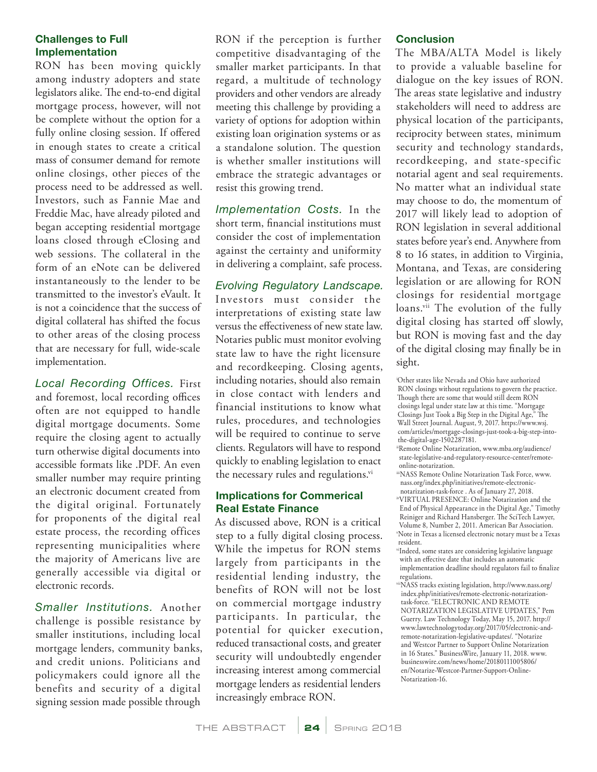### Challenges to Full Implementation

RON has been moving quickly among industry adopters and state legislators alike. The end-to-end digital mortgage process, however, will not be complete without the option for a fully online closing session. If offered in enough states to create a critical mass of consumer demand for remote online closings, other pieces of the process need to be addressed as well. Investors, such as Fannie Mae and Freddie Mac, have already piloted and began accepting residential mortgage loans closed through eClosing and web sessions. The collateral in the form of an eNote can be delivered instantaneously to the lender to be transmitted to the investor's eVault. It is not a coincidence that the success of digital collateral has shifted the focus to other areas of the closing process that are necessary for full, wide-scale implementation.

*Local Recording Offices.* First and foremost, local recording offices often are not equipped to handle digital mortgage documents. Some require the closing agent to actually turn otherwise digital documents into accessible formats like .PDF. An even smaller number may require printing an electronic document created from the digital original. Fortunately for proponents of the digital real estate process, the recording offices representing municipalities where the majority of Americans live are generally accessible via digital or electronic records.

*Smaller Institutions.* Another challenge is possible resistance by smaller institutions, including local mortgage lenders, community banks, and credit unions. Politicians and policymakers could ignore all the benefits and security of a digital signing session made possible through RON if the perception is further competitive disadvantaging of the smaller market participants. In that regard, a multitude of technology providers and other vendors are already meeting this challenge by providing a variety of options for adoption within existing loan origination systems or as a standalone solution. The question is whether smaller institutions will embrace the strategic advantages or resist this growing trend.

*Implementation Costs.* In the short term, financial institutions must consider the cost of implementation against the certainty and uniformity in delivering a complaint, safe process.

*Evolving Regulatory Landscape.* Investors must consider the interpretations of existing state law versus the effectiveness of new state law. Notaries public must monitor evolving state law to have the right licensure and recordkeeping. Closing agents, including notaries, should also remain in close contact with lenders and financial institutions to know what rules, procedures, and technologies will be required to continue to serve clients. Regulators will have to respond quickly to enabling legislation to enact the necessary rules and regulations.[vi]

### Implications for Commerical Real Estate Finance

As discussed above, RON is a critical step to a fully digital closing process. While the impetus for RON stems largely from participants in the residential lending industry, the benefits of RON will not be lost on commercial mortgage industry participants. In particular, the potential for quicker execution, reduced transactional costs, and greater security will undoubtedly engender increasing interest among commercial mortgage lenders as residential lenders increasingly embrace RON.

### Conclusion

The MBA/ALTA Model is likely to provide a valuable baseline for dialogue on the key issues of RON. The areas state legislative and industry stakeholders will need to address are physical location of the participants, reciprocity between states, minimum security and technology standards, recordkeeping, and state-specific notarial agent and seal requirements. No matter what an individual state may choose to do, the momentum of 2017 will likely lead to adoption of RON legislation in several additional states before year's end. Anywhere from 8 to 16 states, in addition to Virginia, Montana, and Texas, are considering legislation or are allowing for RON closings for residential mortgage loans.[vii] The evolution of the fully digital closing has started off slowly, but RON is moving fast and the day of the digital closing may finally be in sight.

[i] Other states like Nevada and Ohio have authorized RON closings without regulations to govern the practice. Though there are some that would still deem RON closings legal under state law at this time. "Mortgage Closings Just Took a Big Step in the Digital Age," The Wall Street Journal. August, 9, 2017. https://www.wsj.com/articles/mortgage-closings-just-took-a-big-step-into-the-digital-age-1502287181.

[ii] Remote Online Notarization, www.mba.org/audience/state-legislative-and-regulatory-resource-center/remote-online-notarization.

[iii] NASS Remote Online Notarization Task Force, www.nass.org/index.php/initiatives/remote-electronic-notarization-task-force . As of January 27, 2018.

[iv] VIRTUAL PRESENCE: Online Notarization and the End of Physical Appearance in the Digital Age," Timothy Reiniger and Richard Hansberger. The SciTech Lawyer, Volume 8, Number 2, 2011. American Bar Association.

[v] Note in Texas a licensed electronic notary must be a Texas resident.

[vi] Indeed, some states are considering legislative language with an effective date that includes an automatic implementation deadline should regulators fail to finalize regulations.

[vii] NASS tracks existing legislation, http://www.nass.org/index.php/initiatives/remote-electronic-notarization-task-force. "ELECTRONIC AND REMOTE NOTARIZATION LEGISLATIVE UPDATES," Pem Guerry. Law Technology Today, May 15, 2017. http://www.lawtechnologytoday.org/2017/05/electronic-and-remote-notarization-legislative-updates/. "Notarize and Westcor Partner to Support Online Notarization in 16 States." BusinessWire, January 11, 2018. www.businesswire.com/news/home/20180111005806/en/Notarize-Westcor-Partner-Support-Online-Notarization-16.